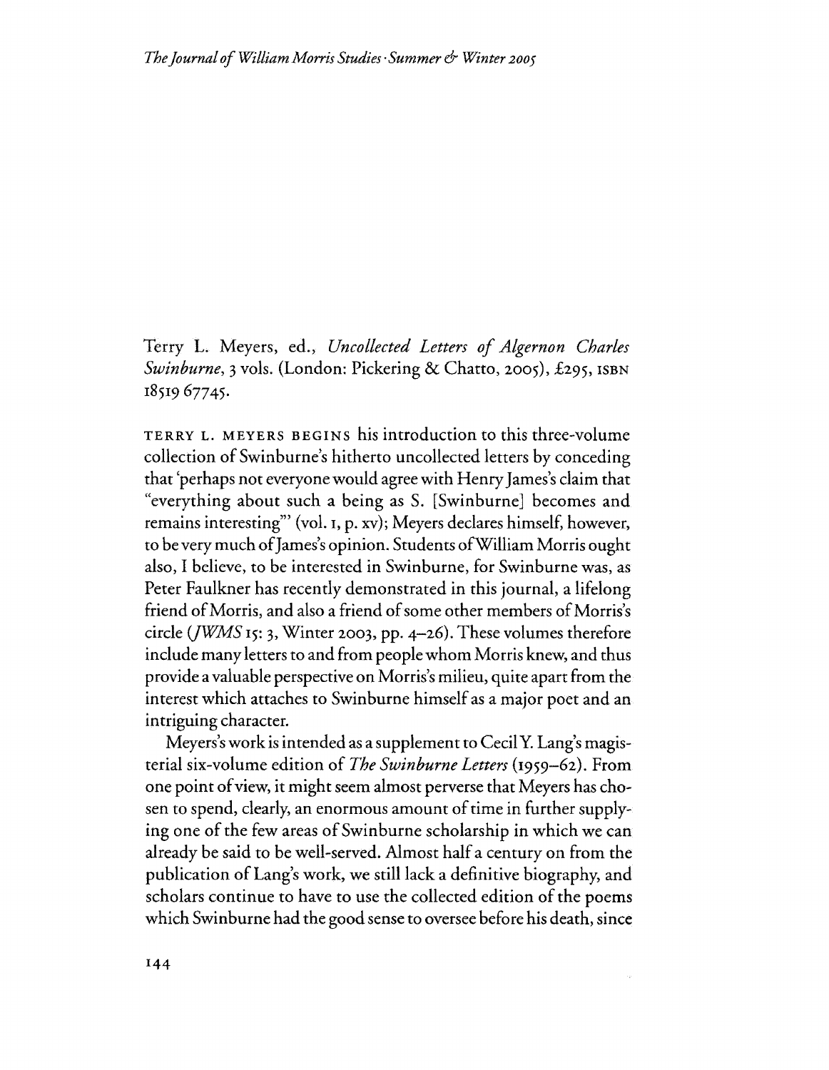Terry L. Meyers, ed., *Uncollected Letters of Algernon Charles Swinburne*, 3 vols. (London: Pickering & Chatto, 2005), £295, ISBN 18519 67745.

TERRY L. MEYERS BEGINS his introduction to this three-volume collection of Swinburne's hitherto uncollected letters by conceding that 'perhaps not everyone would agree with Henry James's claim that "everything about such a being as S. [Swinburne] becomes and remains interesting"' (vol. 1, p. xv); Meyers declares himself, however, to be very much of James's opinion. Students of William Morris ought also, I believe, to be interested in Swinburne, for Swinburne was, as Peter Faulkner has recently demonstrated in this journal, a lifelong friend of Morris, and also a friend of some other members of Morris's circle (*JWMS* 15: 3, Winter 2003, pp. 4–26). These volumes therefore include many letters to and from people whom Morris knew, and thus provide a valuable perspective on Morris's milieu, quite apart from the interest which attaches to Swinburne himself as a major poet and an intriguing character.

Meyers's work is intended as a supplement to Cecil Y. Lang's magisterial six-volume edition of *The Swinburne Letters* (1959–62). From one point of view, it might seem almost perverse that Meyers has chosen to spend, clearly, an enormous amount of time in further supplying one of the few areas of Swinburne scholarship in which we can already be said to be well-served. Almost half a century on from the publication of Lang's work, we still lack a definitive biography, and scholars continue to have to use the collected edition of the poems which Swinburne had the good sense to oversee before his death, since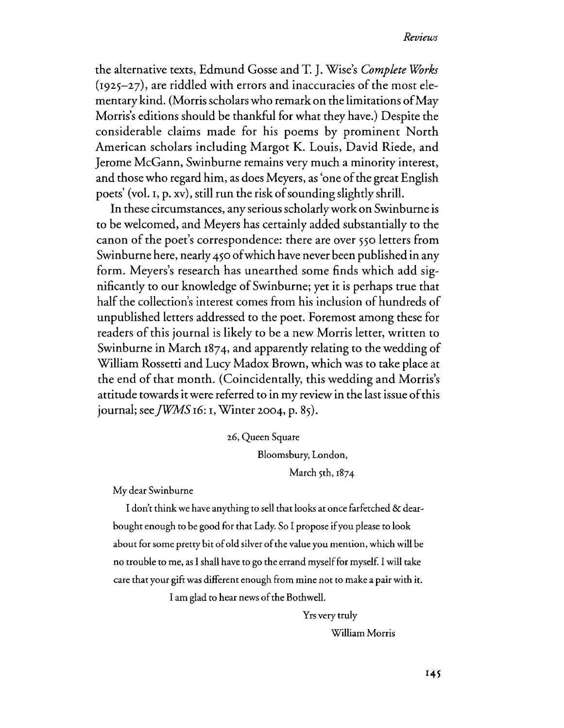the alternative texts, Edmund Gosse and T. J. Wise's *Complete Works* (1925–27), are riddled with errors and inaccuracies of the most elementary kind. (Morris scholars who remark on the limitations of May Morris's editions should be thankful for what they have.) Despite the considerable claims made for his poems by prominent North American scholars including Margot K. Louis, David Riede, and Jerome McGann, Swinburne remains very much a minority interest, and those who regard him, as does Meyers, as 'one of the great English poets' (vol. 1, p. xv), still run the risk of sounding slightly shrill.

In these circumstances, any serious scholarly work on Swinburne is to be welcomed, and Meyers has certainly added substantially to the canon of the poet's correspondence: there are over 550 letters from Swinburne here, nearly 450 of which have never been published in any form. Meyers's research has unearthed some finds which add significantly to our knowledge of Swinburne; yet it is perhaps true that half the collection's interest comes from his inclusion of hundreds of unpublished letters addressed to the poet. Foremost among these for readers of this journal is likely to be a new Morris letter, written to Swinburne in March 1874, and apparently relating to the wedding of William Rossetti and Lucy Madox Brown, which was to take place at the end of that month. (Coincidentally, this wedding and Morris's attitude towards it were referred to in my review in the last issue of this journal; see *JWMS* 16: 1, Winter 2004, p. 85).

26, Queen Square
Bloomsbury, London,
March 5th, 1874

My dear Swinburne

I don't think we have anything to sell that looks at once farfetched & dear-bought enough to be good for that Lady. So I propose if you please to look about for some pretty bit of old silver of the value you mention, which will be no trouble to me, as I shall have to go the errand myself for myself. I will take care that your gift was different enough from mine not to make a pair with it.

I am glad to hear news of the Bothwell.

Yrs very truly
William Morris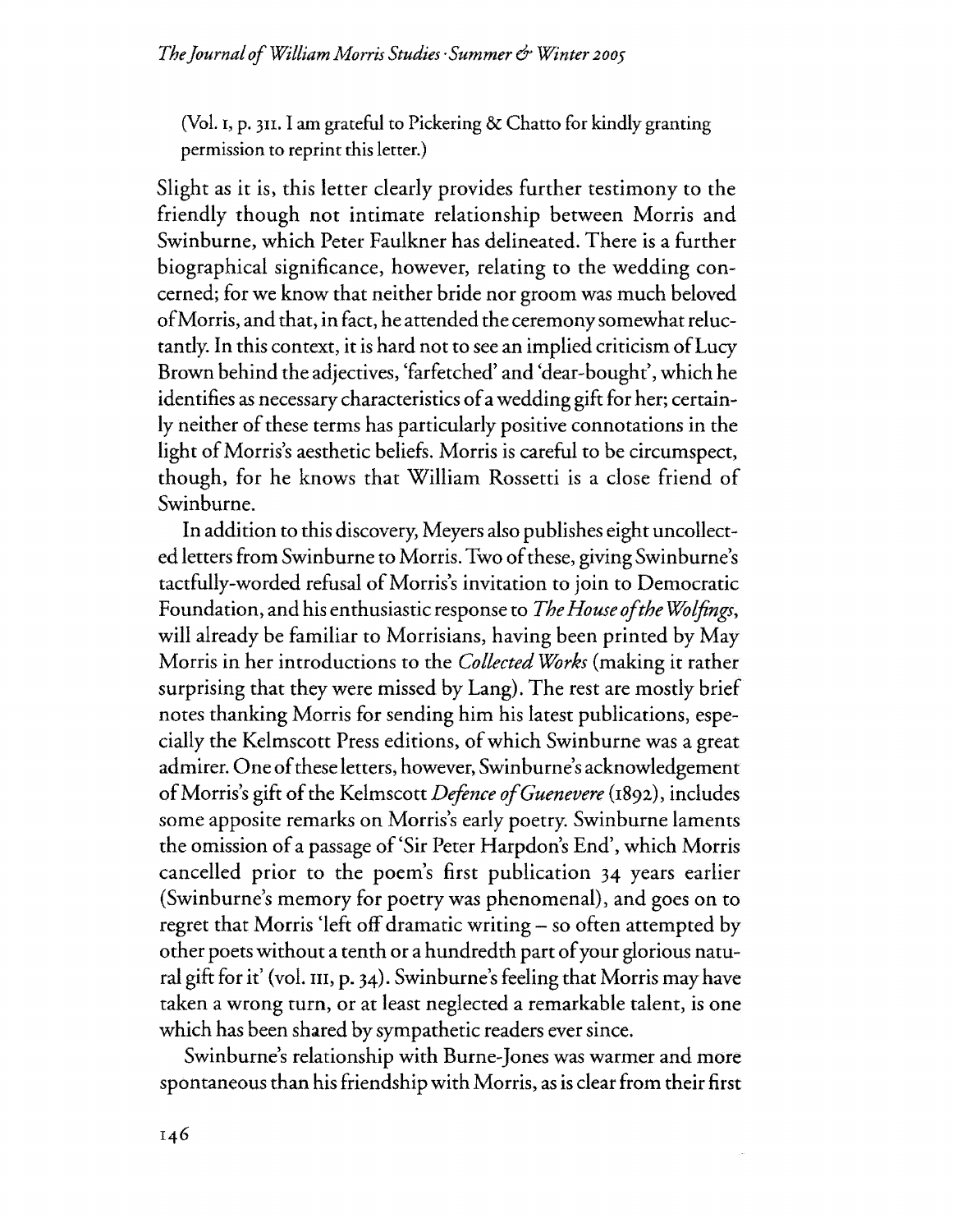(Vol. I, p. 311. I am grateful to Pickering & Chatto for kindly granting permission to reprint this letter.)

Slight as it is, this letter clearly provides further testimony to the friendly though not intimate relationship between Morris and Swinburne, which Peter Faulkner has delineated. There is a further biographical significance, however, relating to the wedding concerned; for we know that neither bride nor groom was much beloved of Morris, and that, in fact, he attended the ceremony somewhat reluctantly. In this context, it is hard not to see an implied criticism of Lucy Brown behind the adjectives, 'farfetched' and 'dear-bought', which he identifies as necessary characteristics of a wedding gift for her; certainly neither of these terms has particularly positive connotations in the light of Morris's aesthetic beliefs. Morris is careful to be circumspect, though, for he knows that William Rossetti is a close friend of Swinburne.

In addition to this discovery, Meyers also publishes eight uncollected letters from Swinburne to Morris. Two of these, giving Swinburne's tactfully-worded refusal of Morris's invitation to join to Democratic Foundation, and his enthusiastic response to *The House of the Wolfings*, will already be familiar to Morrisians, having been printed by May Morris in her introductions to the *Collected Works* (making it rather surprising that they were missed by Lang). The rest are mostly brief notes thanking Morris for sending him his latest publications, especially the Kelmscott Press editions, of which Swinburne was a great admirer. One of these letters, however, Swinburne's acknowledgement of Morris's gift of the Kelmscott *Defence of Guenevere* (1892), includes some apposite remarks on Morris's early poetry. Swinburne laments the omission of a passage of 'Sir Peter Harpdon's End', which Morris cancelled prior to the poem's first publication 34 years earlier (Swinburne's memory for poetry was phenomenal), and goes on to regret that Morris 'left off dramatic writing – so often attempted by other poets without a tenth or a hundredth part of your glorious natural gift for it' (vol. III, p. 34). Swinburne's feeling that Morris may have taken a wrong turn, or at least neglected a remarkable talent, is one which has been shared by sympathetic readers ever since.

Swinburne's relationship with Burne-Jones was warmer and more spontaneous than his friendship with Morris, as is clear from their first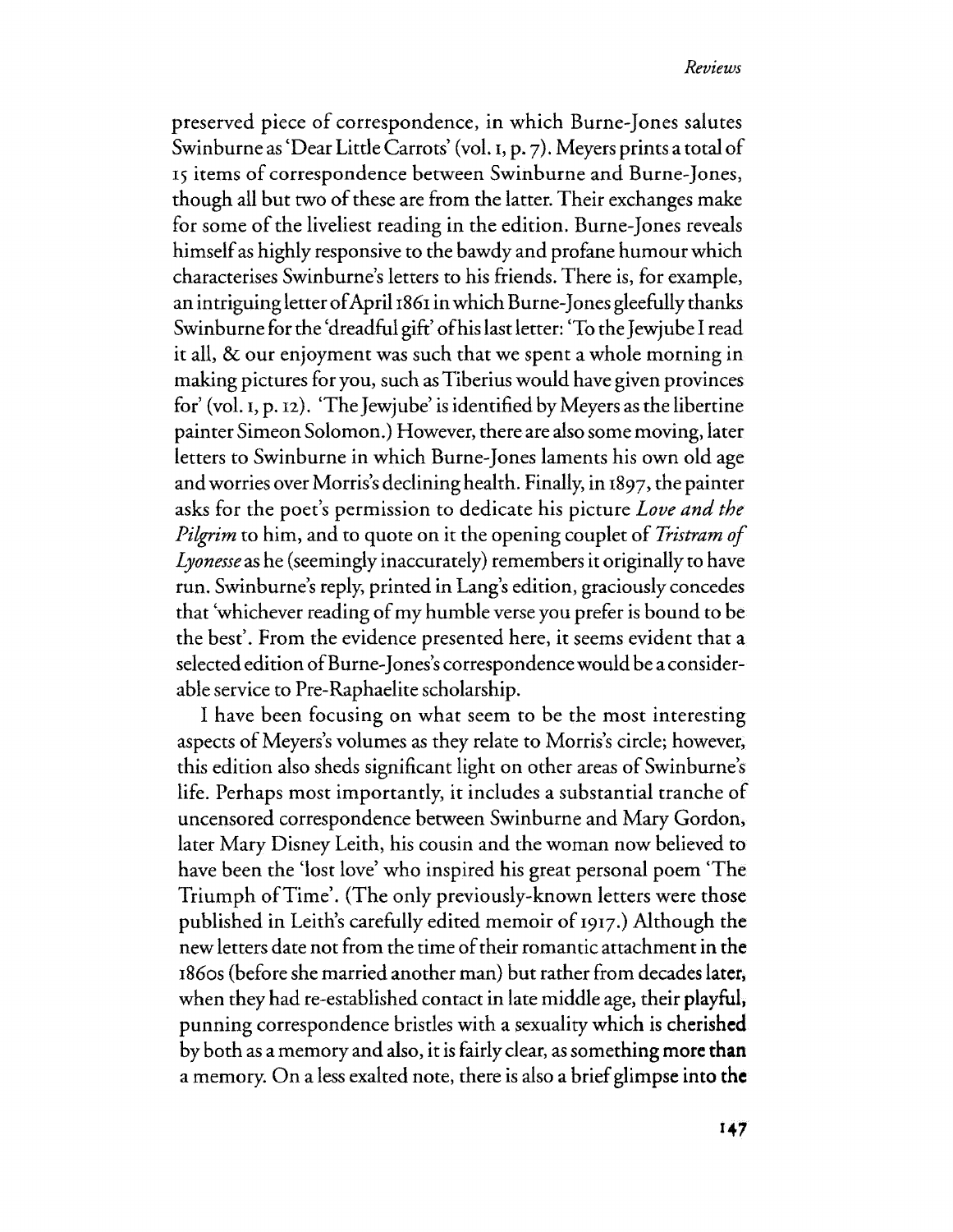preserved piece of correspondence, in which Burne-Jones salutes Swinburne as 'Dear Little Carrots' (vol. 1, p. 7). Meyers prints a total of 15 items of correspondence between Swinburne and Burne-Jones, though all but two of these are from the latter. Their exchanges make for some of the liveliest reading in the edition. Burne-Jones reveals himself as highly responsive to the bawdy and profane humour which characterises Swinburne's letters to his friends. There is, for example, an intriguing letter of April 1861 in which Burne-Jones gleefully thanks Swinburne for the 'dreadful gift' of his last letter: 'To the Jewjube I read it all, & our enjoyment was such that we spent a whole morning in making pictures for you, such as Tiberius would have given provinces for' (vol. 1, p. 12). 'The Jewjube' is identified by Meyers as the libertine painter Simeon Solomon.) However, there are also some moving, later letters to Swinburne in which Burne-Jones laments his own old age and worries over Morris's declining health. Finally, in 1897, the painter asks for the poet's permission to dedicate his picture *Love and the Pilgrim* to him, and to quote on it the opening couplet of *Tristram of Lyonesse* as he (seemingly inaccurately) remembers it originally to have run. Swinburne's reply, printed in Lang's edition, graciously concedes that 'whichever reading of my humble verse you prefer is bound to be the best'. From the evidence presented here, it seems evident that a selected edition of Burne-Jones's correspondence would be a considerable service to Pre-Raphaelite scholarship.

I have been focusing on what seem to be the most interesting aspects of Meyers's volumes as they relate to Morris's circle; however, this edition also sheds significant light on other areas of Swinburne's life. Perhaps most importantly, it includes a substantial tranche of uncensored correspondence between Swinburne and Mary Gordon, later Mary Disney Leith, his cousin and the woman now believed to have been the 'lost love' who inspired his great personal poem 'The Triumph of Time'. (The only previously-known letters were those published in Leith's carefully edited memoir of 1917.) Although the new letters date not from the time of their romantic attachment in the 1860s (before she married another man) but rather from decades later, when they had re-established contact in late middle age, their playful, punning correspondence bristles with a sexuality which is cherished by both as a memory and also, it is fairly clear, as something more than a memory. On a less exalted note, there is also a brief glimpse into the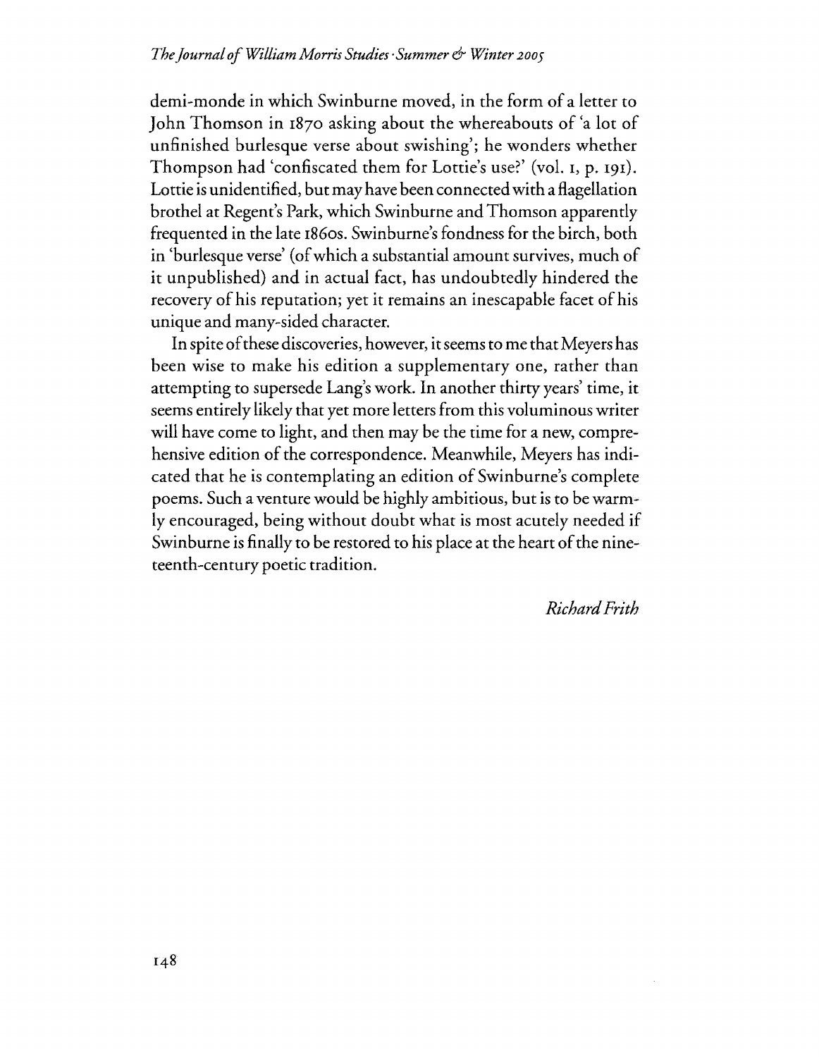demi-monde in which Swinburne moved, in the form of a letter to John Thomson in 1870 asking about the whereabouts of 'a lot of unfinished burlesque verse about swishing'; he wonders whether Thompson had 'confiscated them for Lottie's use?' (vol. 1, p. 191). Lottie is unidentified, but may have been connected with a flagellation brothel at Regent's Park, which Swinburne and Thomson apparently frequented in the late 1860s. Swinburne's fondness for the birch, both in 'burlesque verse' (of which a substantial amount survives, much of it unpublished) and in actual fact, has undoubtedly hindered the recovery of his reputation; yet it remains an inescapable facet of his unique and many-sided character.

In spite of these discoveries, however, it seems to me that Meyers has been wise to make his edition a supplementary one, rather than attempting to supersede Lang's work. In another thirty years' time, it seems entirely likely that yet more letters from this voluminous writer will have come to light, and then may be the time for a new, comprehensive edition of the correspondence. Meanwhile, Meyers has indicated that he is contemplating an edition of Swinburne's complete poems. Such a venture would be highly ambitious, but is to be warmly encouraged, being without doubt what is most acutely needed if Swinburne is finally to be restored to his place at the heart of the nineteenth-century poetic tradition.

*Richard Frith*